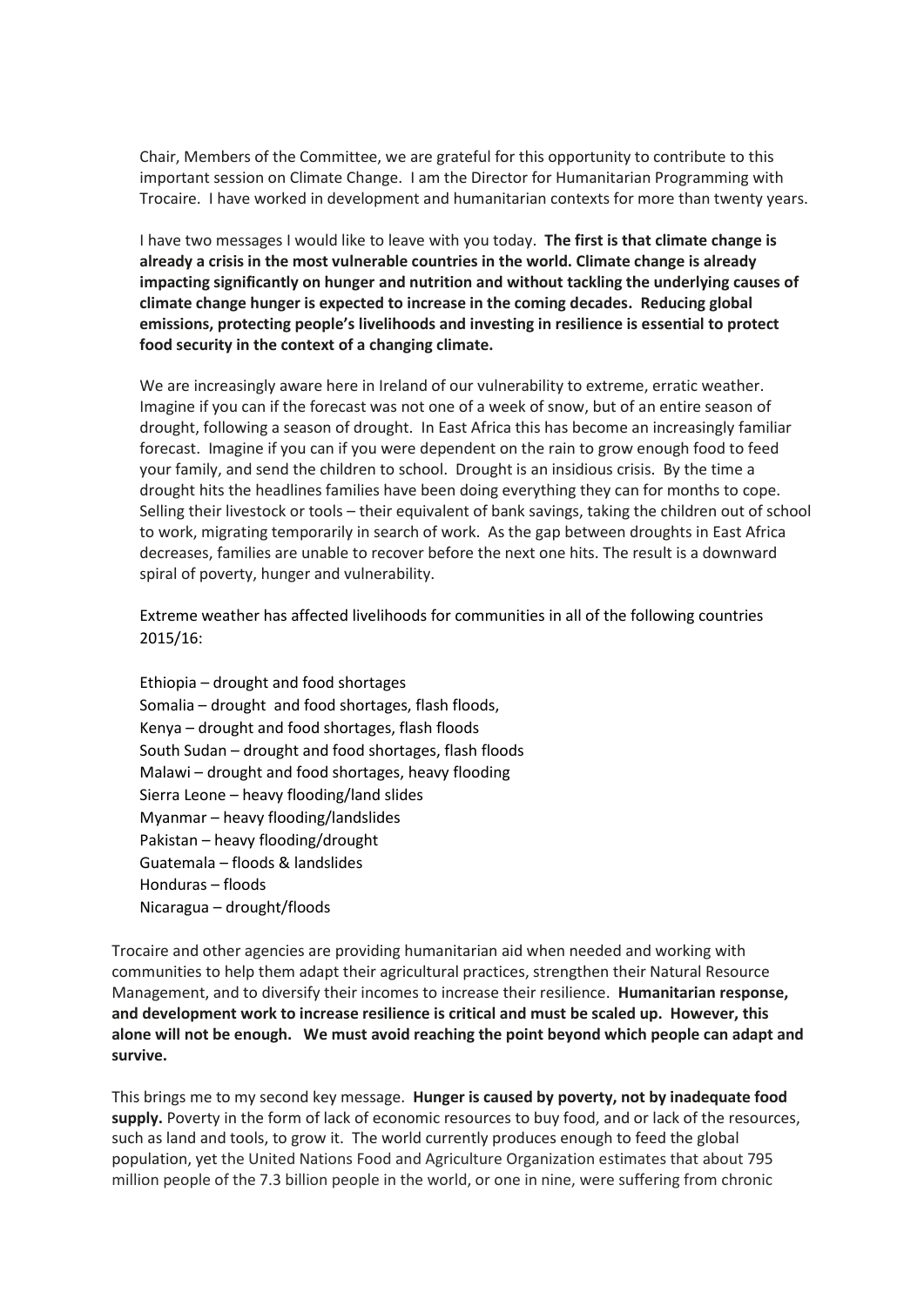Chair, Members of the Committee, we are grateful for this opportunity to contribute to this important session on Climate Change. I am the Director for Humanitarian Programming with Trocaire. I have worked in development and humanitarian contexts for more than twenty years.

I have two messages I would like to leave with you today. **The first is that climate change is already a crisis in the most vulnerable countries in the world. Climate change is already impacting significantly on hunger and nutrition and without tackling the underlying causes of climate change hunger is expected to increase in the coming decades. Reducing global emissions, protecting people's livelihoods and investing in resilience is essential to protect food security in the context of a changing climate.**

We are increasingly aware here in Ireland of our vulnerability to extreme, erratic weather. Imagine if you can if the forecast was not one of a week of snow, but of an entire season of drought, following a season of drought. In East Africa this has become an increasingly familiar forecast. Imagine if you can if you were dependent on the rain to grow enough food to feed your family, and send the children to school. Drought is an insidious crisis. By the time a drought hits the headlines families have been doing everything they can for months to cope. Selling their livestock or tools – their equivalent of bank savings, taking the children out of school to work, migrating temporarily in search of work. As the gap between droughts in East Africa decreases, families are unable to recover before the next one hits. The result is a downward spiral of poverty, hunger and vulnerability.

Extreme weather has affected livelihoods for communities in all of the following countries 2015/16:

Ethiopia – drought and food shortages
Somalia – drought and food shortages, flash floods,
Kenya – drought and food shortages, flash floods
South Sudan – drought and food shortages, flash floods
Malawi – drought and food shortages, heavy flooding
Sierra Leone – heavy flooding/land slides
Myanmar – heavy flooding/landslides
Pakistan – heavy flooding/drought
Guatemala – floods & landslides
Honduras – floods
Nicaragua – drought/floods

Trocaire and other agencies are providing humanitarian aid when needed and working with communities to help them adapt their agricultural practices, strengthen their Natural Resource Management, and to diversify their incomes to increase their resilience. **Humanitarian response, and development work to increase resilience is critical and must be scaled up. However, this alone will not be enough. We must avoid reaching the point beyond which people can adapt and survive.**

This brings me to my second key message. **Hunger is caused by poverty, not by inadequate food supply.** Poverty in the form of lack of economic resources to buy food, and or lack of the resources, such as land and tools, to grow it. The world currently produces enough to feed the global population, yet the United Nations Food and Agriculture Organization estimates that about 795 million people of the 7.3 billion people in the world, or one in nine, were suffering from chronic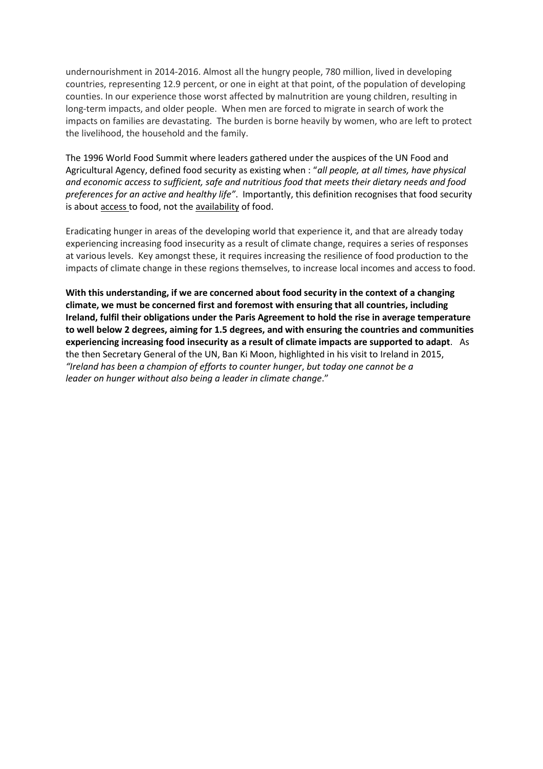undernourishment in 2014-2016. Almost all the hungry people, 780 million, lived in developing countries, representing 12.9 percent, or one in eight at that point, of the population of developing counties. In our experience those worst affected by malnutrition are young children, resulting in long-term impacts, and older people. When men are forced to migrate in search of work the impacts on families are devastating. The burden is borne heavily by women, who are left to protect the livelihood, the household and the family.

The 1996 World Food Summit where leaders gathered under the auspices of the UN Food and Agricultural Agency, defined food security as existing when : "*all people, at all times, have physical and economic access to sufficient, safe and nutritious food that meets their dietary needs and food preferences for an active and healthy life*". Importantly, this definition recognises that food security is about access to food, not the availability of food.

Eradicating hunger in areas of the developing world that experience it, and that are already today experiencing increasing food insecurity as a result of climate change, requires a series of responses at various levels. Key amongst these, it requires increasing the resilience of food production to the impacts of climate change in these regions themselves, to increase local incomes and access to food.

**With this understanding, if we are concerned about food security in the context of a changing climate, we must be concerned first and foremost with ensuring that all countries, including Ireland, fulfil their obligations under the Paris Agreement to hold the rise in average temperature to well below 2 degrees, aiming for 1.5 degrees, and with ensuring the countries and communities experiencing increasing food insecurity as a result of climate impacts are supported to adapt**. As the then Secretary General of the UN, Ban Ki Moon, highlighted in his visit to Ireland in 2015, *"Ireland has been a champion of efforts to counter hunger, but today one cannot be a leader on hunger without also being a leader in climate change*."